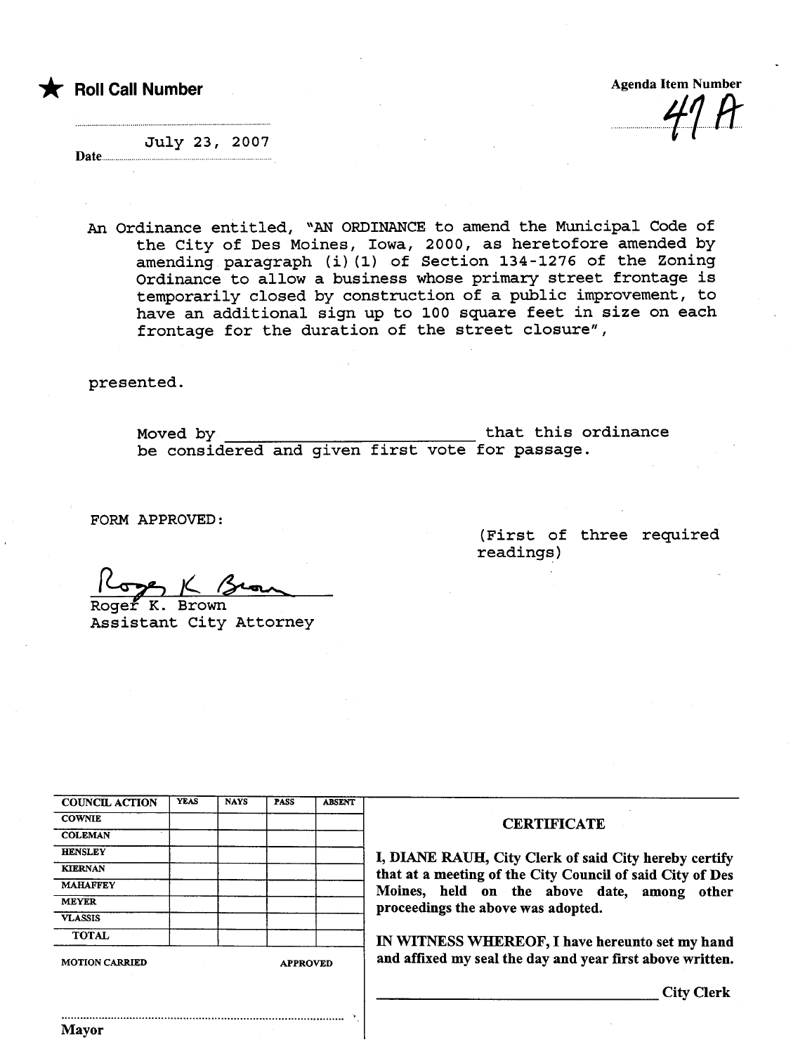★ **Roll Call Number**

Date July 23, 2007

Agenda Item Number 47 A

An Ordinance entitled, "AN ORDINANCE to amend the Municipal Code of the City of Des Moines, Iowa, 2000, as heretofore amended by amending paragraph (i)(1) of Section 134-1276 of the Zoning Ordinance to allow a business whose primary street frontage is temporarily closed by construction of a public improvement, to have an additional sign up to 100 square feet in size on each frontage for the duration of the street closure",

presented.

Moved by ____________________ that this ordinance be considered and given first vote for passage.

FORM APPROVED:

(First of three required readings)

Roger K. Brown
Roger K. Brown
Assistant City Attorney

| COUNCIL ACTION | YEAS | NAYS | PASS | ABSENT |
| --- | --- | --- | --- | --- |
| COWNIE | | | | |
| COLEMAN | | | | |
| HENSLEY | | | | |
| KIERNAN | | | | |
| MAHAFFEY | | | | |
| MEYER | | | | |
| VLASSIS | | | | |
| TOTAL | | | | |

MOTION CARRIED APPROVED

..............................................................................................
Mayor

**CERTIFICATE**

**I, DIANE RAUH, City Clerk of said City hereby certify that at a meeting of the City Council of said City of Des Moines, held on the above date, among other proceedings the above was adopted.**

**IN WITNESS WHEREOF, I have hereunto set my hand and affixed my seal the day and year first above written.**

________________________________ **City Clerk**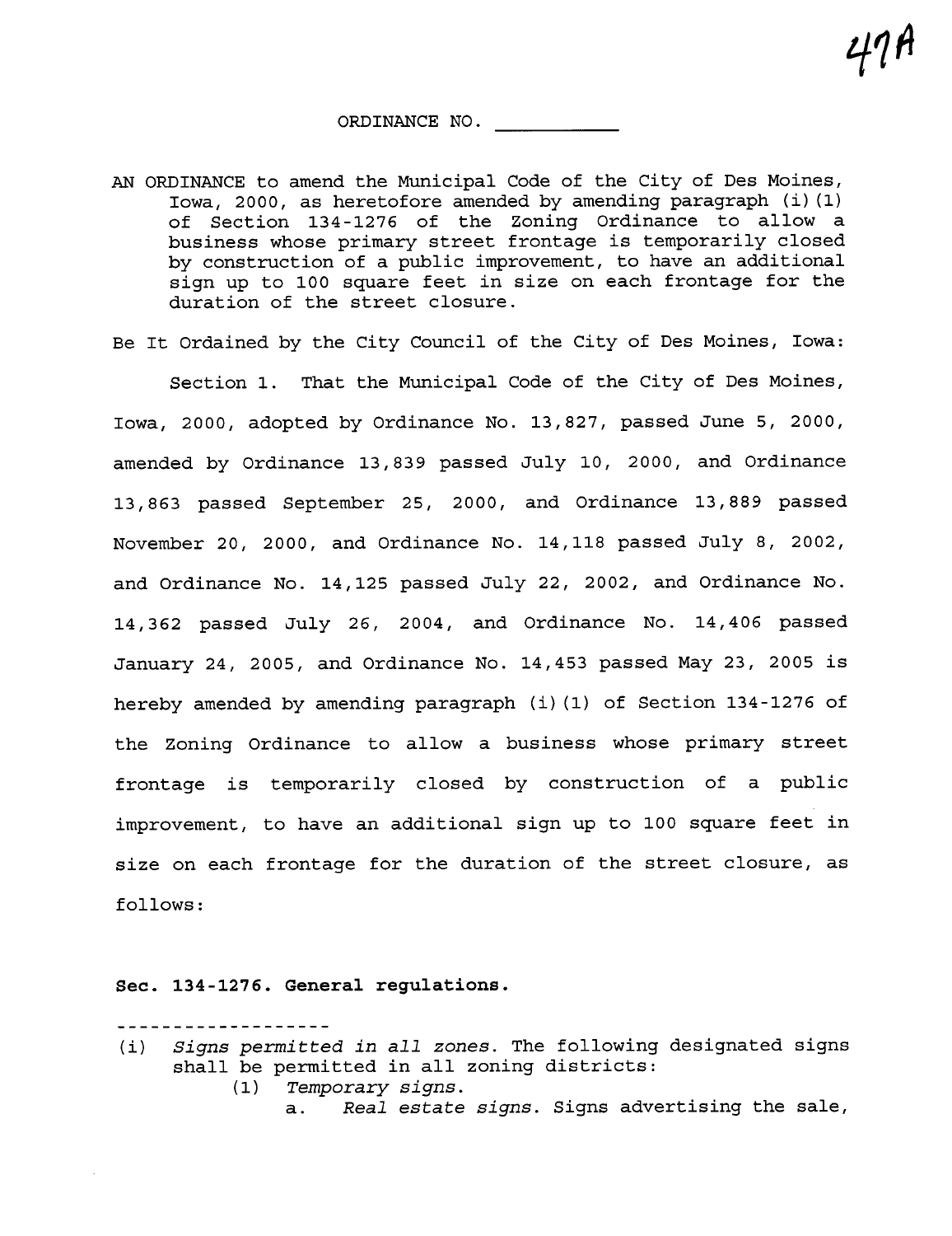47A

ORDINANCE NO. ___________

AN ORDINANCE to amend the Municipal Code of the City of Des Moines, Iowa, 2000, as heretofore amended by amending paragraph (i)(1) of Section 134-1276 of the Zoning Ordinance to allow a business whose primary street frontage is temporarily closed by construction of a public improvement, to have an additional sign up to 100 square feet in size on each frontage for the duration of the street closure.

Be It Ordained by the City Council of the City of Des Moines, Iowa:

Section 1. That the Municipal Code of the City of Des Moines, Iowa, 2000, adopted by Ordinance No. 13,827, passed June 5, 2000, amended by Ordinance 13,839 passed July 10, 2000, and Ordinance 13,863 passed September 25, 2000, and Ordinance 13,889 passed November 20, 2000, and Ordinance No. 14,118 passed July 8, 2002, and Ordinance No. 14,125 passed July 22, 2002, and Ordinance No. 14,362 passed July 26, 2004, and Ordinance No. 14,406 passed January 24, 2005, and Ordinance No. 14,453 passed May 23, 2005 is hereby amended by amending paragraph (i)(1) of Section 134-1276 of the Zoning Ordinance to allow a business whose primary street frontage is temporarily closed by construction of a public improvement, to have an additional sign up to 100 square feet in size on each frontage for the duration of the street closure, as follows:

**Sec. 134-1276. General regulations.**

-------------------

(i) *Signs permitted in all zones.* The following designated signs shall be permitted in all zoning districts:

(1) *Temporary signs.*

a. *Real estate signs.* Signs advertising the sale,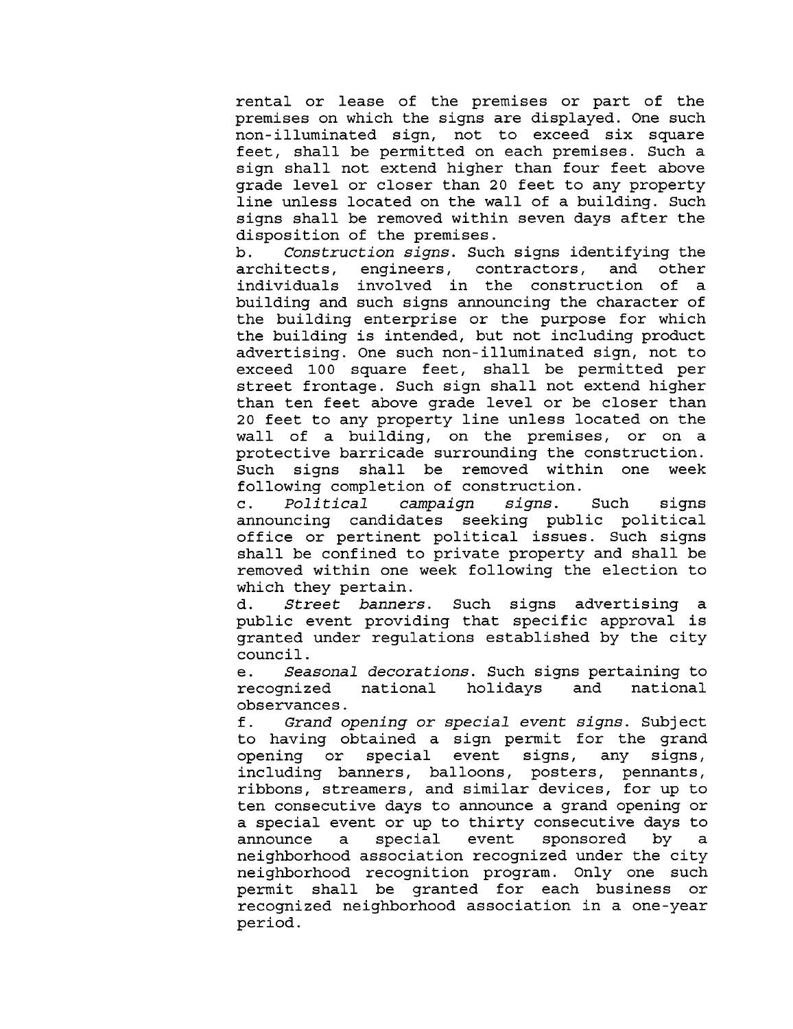rental or lease of the premises or part of the premises on which the signs are displayed. One such non-illuminated sign, not to exceed six square feet, shall be permitted on each premises. Such a sign shall not extend higher than four feet above grade level or closer than 20 feet to any property line unless located on the wall of a building. Such signs shall be removed within seven days after the disposition of the premises.

b. *Construction signs*. Such signs identifying the architects, engineers, contractors, and other individuals involved in the construction of a building and such signs announcing the character of the building enterprise or the purpose for which the building is intended, but not including product advertising. One such non-illuminated sign, not to exceed 100 square feet, shall be permitted per street frontage. Such sign shall not extend higher than ten feet above grade level or be closer than 20 feet to any property line unless located on the wall of a building, on the premises, or on a protective barricade surrounding the construction. Such signs shall be removed within one week following completion of construction.

c. *Political campaign signs*. Such signs announcing candidates seeking public political office or pertinent political issues. Such signs shall be confined to private property and shall be removed within one week following the election to which they pertain.

d. *Street banners*. Such signs advertising a public event providing that specific approval is granted under regulations established by the city council.

e. *Seasonal decorations*. Such signs pertaining to recognized national holidays and national observances.

f. *Grand opening or special event signs*. Subject to having obtained a sign permit for the grand opening or special event signs, any signs, including banners, balloons, posters, pennants, ribbons, streamers, and similar devices, for up to ten consecutive days to announce a grand opening or a special event or up to thirty consecutive days to announce a special event sponsored by a neighborhood association recognized under the city neighborhood recognition program. Only one such permit shall be granted for each business or recognized neighborhood association in a one-year period.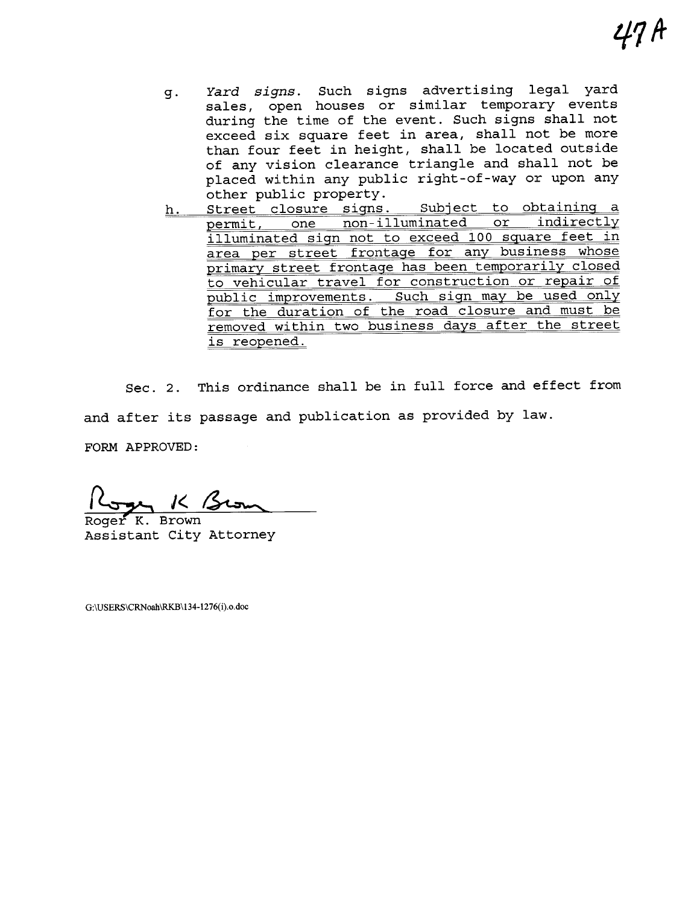47A

g. *Yard signs.* Such signs advertising legal yard sales, open houses or similar temporary events during the time of the event. Such signs shall not exceed six square feet in area, shall not be more than four feet in height, shall be located outside of any vision clearance triangle and shall not be placed within any public right-of-way or upon any other public property.

<u>h. Street closure signs. Subject to obtaining a permit, one non-illuminated or indirectly illuminated sign not to exceed 100 square feet in area per street frontage for any business whose primary street frontage has been temporarily closed to vehicular travel for construction or repair of public improvements. Such sign may be used only for the duration of the road closure and must be removed within two business days after the street is reopened.</u>

Sec. 2. This ordinance shall be in full force and effect from and after its passage and publication as provided by law.

FORM APPROVED:

Roger K Brown

Roger K. Brown
Assistant City Attorney

G:\USERS\CRNoah\RKB\134-1276(i).o.doc